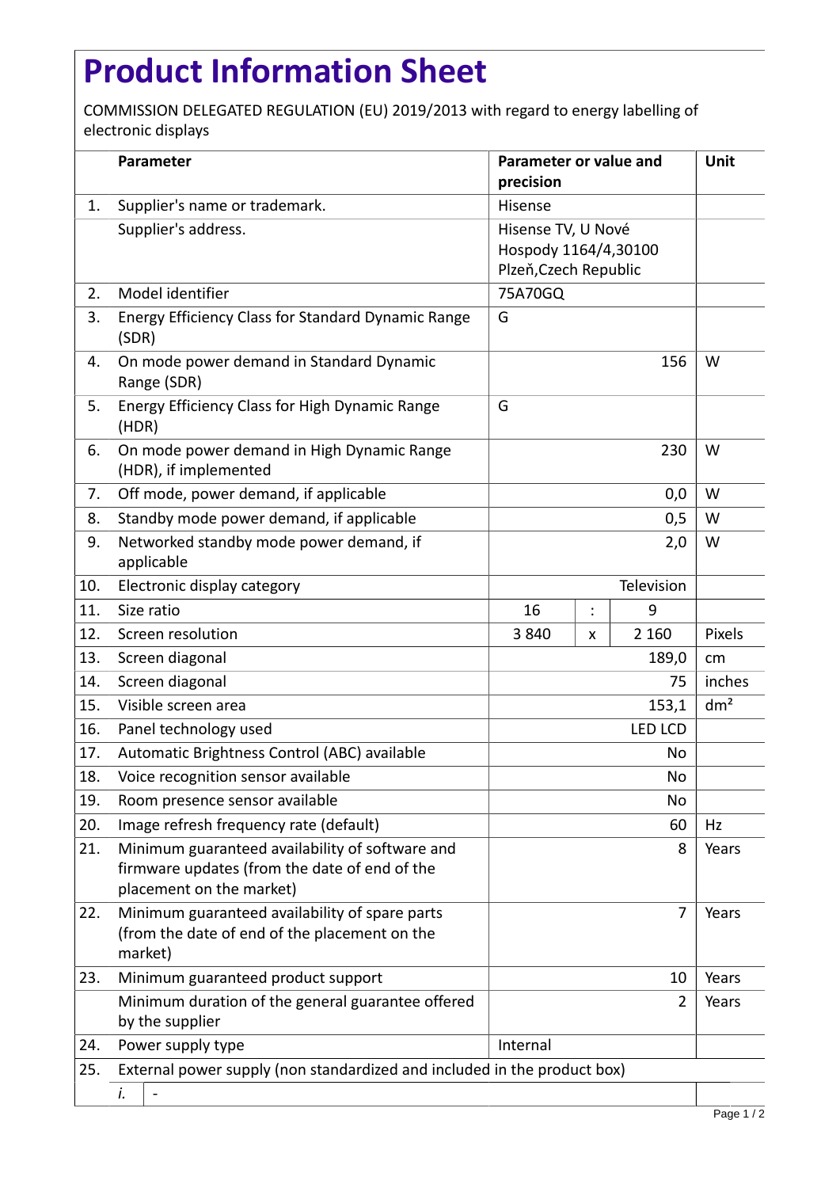# Product Information Sheet

COMMISSION DELEGATED REGULATION (EU) 2019/2013 with regard to energy labelling of electronic displays

| | Parameter | Parameter or value and precision | | | Unit |
|---|---|---|---|---|---|
| 1. | Supplier's name or trademark. | Hisense | | | |
| | Supplier's address. | Hisense TV, U Nové Hospody 1164/4,30100 Plzeň,Czech Republic | | | |
| 2. | Model identifier | 75A70GQ | | | |
| 3. | Energy Efficiency Class for Standard Dynamic Range (SDR) | G | | | |
| 4. | On mode power demand in Standard Dynamic Range (SDR) | 156 | | | W |
| 5. | Energy Efficiency Class for High Dynamic Range (HDR) | G | | | |
| 6. | On mode power demand in High Dynamic Range (HDR), if implemented | 230 | | | W |
| 7. | Off mode, power demand, if applicable | 0,0 | | | W |
| 8. | Standby mode power demand, if applicable | 0,5 | | | W |
| 9. | Networked standby mode power demand, if applicable | 2,0 | | | W |
| 10. | Electronic display category | Television | | | |
| 11. | Size ratio | 16 | : | 9 | |
| 12. | Screen resolution | 3 840 | x | 2 160 | Pixels |
| 13. | Screen diagonal | 189,0 | | | cm |
| 14. | Screen diagonal | 75 | | | inches |
| 15. | Visible screen area | 153,1 | | | dm² |
| 16. | Panel technology used | LED LCD | | | |
| 17. | Automatic Brightness Control (ABC) available | No | | | |
| 18. | Voice recognition sensor available | No | | | |
| 19. | Room presence sensor available | No | | | |
| 20. | Image refresh frequency rate (default) | 60 | | | Hz |
| 21. | Minimum guaranteed availability of software and firmware updates (from the date of end of the placement on the market) | 8 | | | Years |
| 22. | Minimum guaranteed availability of spare parts (from the date of end of the placement on the market) | 7 | | | Years |
| 23. | Minimum guaranteed product support | 10 | | | Years |
| | Minimum duration of the general guarantee offered by the supplier | 2 | | | Years |
| 24. | Power supply type | Internal | | | |
| 25. | External power supply (non standardized and included in the product box) | | | | |
| | *i.* - | | | | |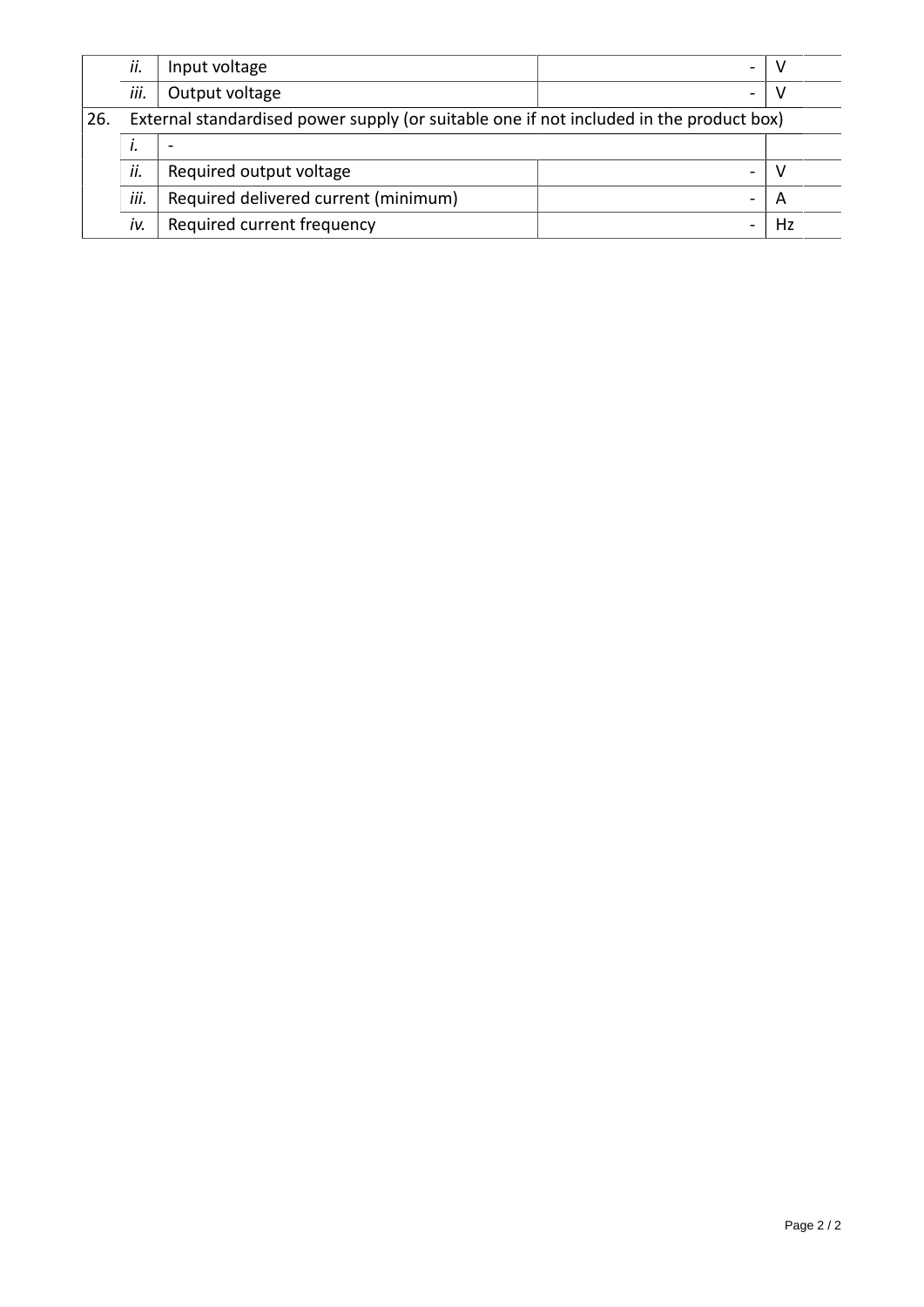| | | | | |
|---|---|---|---|---|
| | *ii.* | Input voltage | - | V |
| | *iii.* | Output voltage | - | V |
| 26. | External standardised power supply (or suitable one if not included in the product box) | | | |
| | *i.* | - | | |
| | *ii.* | Required output voltage | - | V |
| | *iii.* | Required delivered current (minimum) | - | A |
| | *iv.* | Required current frequency | - | Hz |